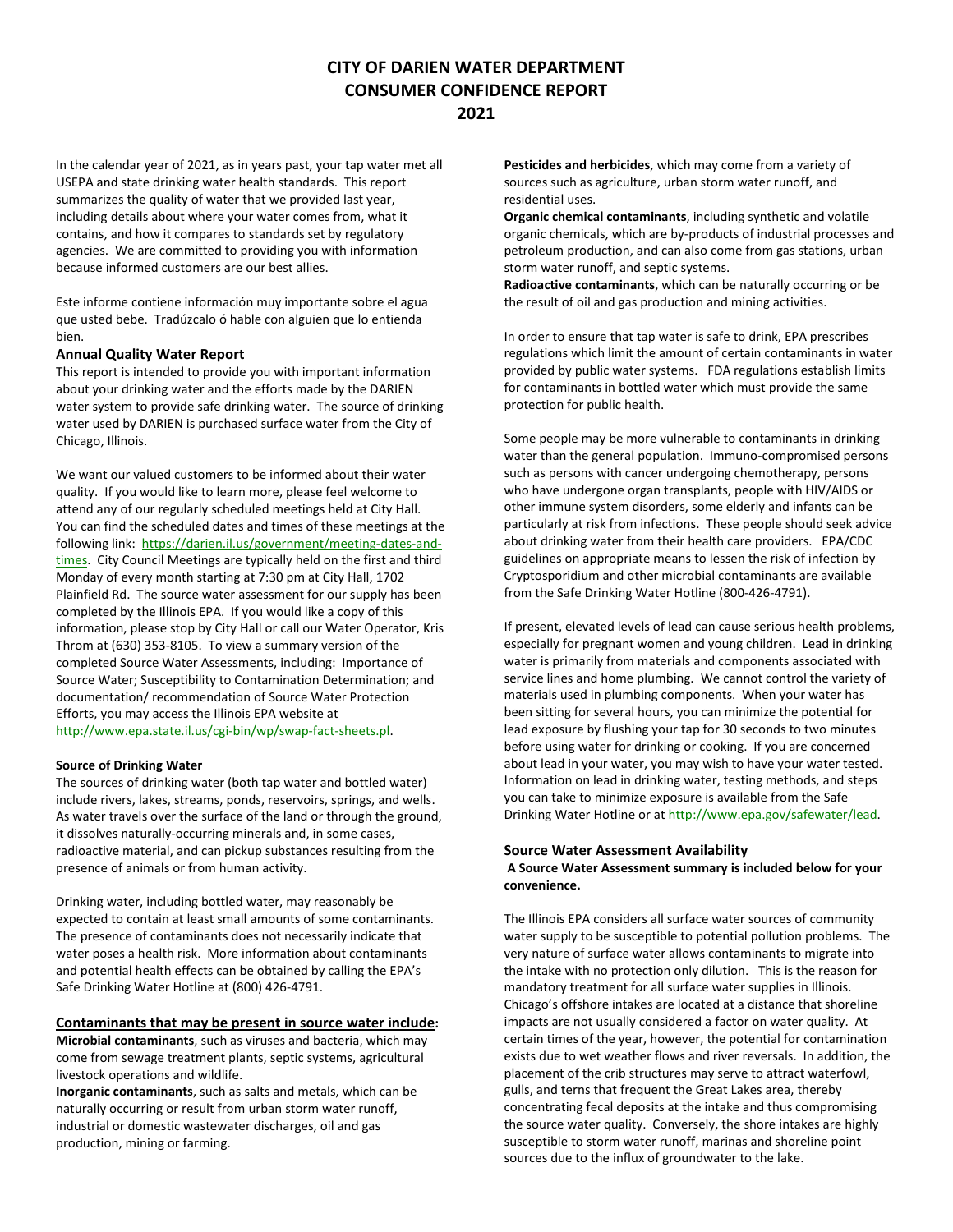# CITY OF DARIEN WATER DEPARTMENT
# CONSUMER CONFIDENCE REPORT
# 2021

In the calendar year of 2021, as in years past, your tap water met all USEPA and state drinking water health standards. This report summarizes the quality of water that we provided last year, including details about where your water comes from, what it contains, and how it compares to standards set by regulatory agencies. We are committed to providing you with information because informed customers are our best allies.

Este informe contiene información muy importante sobre el agua que usted bebe. Tradúzcalo ó hable con alguien que lo entienda bien.

### Annual Quality Water Report

This report is intended to provide you with important information about your drinking water and the efforts made by the DARIEN water system to provide safe drinking water. The source of drinking water used by DARIEN is purchased surface water from the City of Chicago, Illinois.

We want our valued customers to be informed about their water quality. If you would like to learn more, please feel welcome to attend any of our regularly scheduled meetings held at City Hall. You can find the scheduled dates and times of these meetings at the following link: https://darien.il.us/government/meeting-dates-and-times. City Council Meetings are typically held on the first and third Monday of every month starting at 7:30 pm at City Hall, 1702 Plainfield Rd. The source water assessment for our supply has been completed by the Illinois EPA. If you would like a copy of this information, please stop by City Hall or call our Water Operator, Kris Throm at (630) 353-8105. To view a summary version of the completed Source Water Assessments, including: Importance of Source Water; Susceptibility to Contamination Determination; and documentation/ recommendation of Source Water Protection Efforts, you may access the Illinois EPA website at http://www.epa.state.il.us/cgi-bin/wp/swap-fact-sheets.pl.

#### Source of Drinking Water

The sources of drinking water (both tap water and bottled water) include rivers, lakes, streams, ponds, reservoirs, springs, and wells. As water travels over the surface of the land or through the ground, it dissolves naturally-occurring minerals and, in some cases, radioactive material, and can pickup substances resulting from the presence of animals or from human activity.

Drinking water, including bottled water, may reasonably be expected to contain at least small amounts of some contaminants. The presence of contaminants does not necessarily indicate that water poses a health risk. More information about contaminants and potential health effects can be obtained by calling the EPA's Safe Drinking Water Hotline at (800) 426-4791.

### Contaminants that may be present in source water include:

**Microbial contaminants**, such as viruses and bacteria, which may come from sewage treatment plants, septic systems, agricultural livestock operations and wildlife.

**Inorganic contaminants**, such as salts and metals, which can be naturally occurring or result from urban storm water runoff, industrial or domestic wastewater discharges, oil and gas production, mining or farming.

**Pesticides and herbicides**, which may come from a variety of sources such as agriculture, urban storm water runoff, and residential uses.

**Organic chemical contaminants**, including synthetic and volatile organic chemicals, which are by-products of industrial processes and petroleum production, and can also come from gas stations, urban storm water runoff, and septic systems.

**Radioactive contaminants**, which can be naturally occurring or be the result of oil and gas production and mining activities.

In order to ensure that tap water is safe to drink, EPA prescribes regulations which limit the amount of certain contaminants in water provided by public water systems. FDA regulations establish limits for contaminants in bottled water which must provide the same protection for public health.

Some people may be more vulnerable to contaminants in drinking water than the general population. Immuno-compromised persons such as persons with cancer undergoing chemotherapy, persons who have undergone organ transplants, people with HIV/AIDS or other immune system disorders, some elderly and infants can be particularly at risk from infections. These people should seek advice about drinking water from their health care providers. EPA/CDC guidelines on appropriate means to lessen the risk of infection by Cryptosporidium and other microbial contaminants are available from the Safe Drinking Water Hotline (800-426-4791).

If present, elevated levels of lead can cause serious health problems, especially for pregnant women and young children. Lead in drinking water is primarily from materials and components associated with service lines and home plumbing. We cannot control the variety of materials used in plumbing components. When your water has been sitting for several hours, you can minimize the potential for lead exposure by flushing your tap for 30 seconds to two minutes before using water for drinking or cooking. If you are concerned about lead in your water, you may wish to have your water tested. Information on lead in drinking water, testing methods, and steps you can take to minimize exposure is available from the Safe Drinking Water Hotline or at http://www.epa.gov/safewater/lead.

### Source Water Assessment Availability

**A Source Water Assessment summary is included below for your convenience.**

The Illinois EPA considers all surface water sources of community water supply to be susceptible to potential pollution problems. The very nature of surface water allows contaminants to migrate into the intake with no protection only dilution. This is the reason for mandatory treatment for all surface water supplies in Illinois. Chicago's offshore intakes are located at a distance that shoreline impacts are not usually considered a factor on water quality. At certain times of the year, however, the potential for contamination exists due to wet weather flows and river reversals. In addition, the placement of the crib structures may serve to attract waterfowl, gulls, and terns that frequent the Great Lakes area, thereby concentrating fecal deposits at the intake and thus compromising the source water quality. Conversely, the shore intakes are highly susceptible to storm water runoff, marinas and shoreline point sources due to the influx of groundwater to the lake.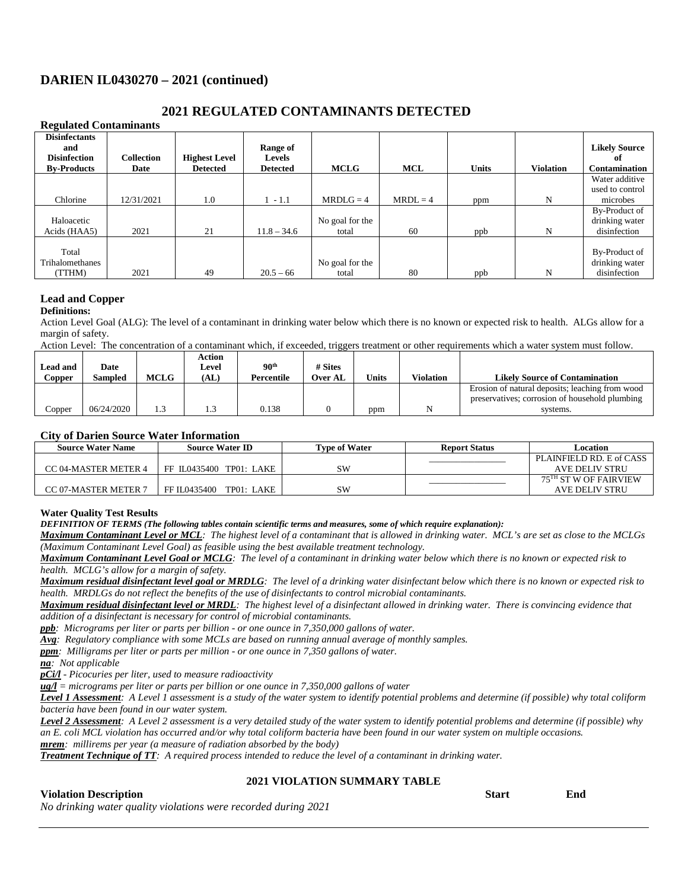## DARIEN IL0430270 – 2021 (continued)

### 2021 REGULATED CONTAMINANTS DETECTED

**Regulated Contaminants**

| Disinfectants and Disinfection By-Products | Collection Date | Highest Level Detected | Range of Levels Detected | MCLG | MCL | Units | Violation | Likely Source of Contamination |
|---|---|---|---|---|---|---|---|---|
| Chlorine | 12/31/2021 | 1.0 | 1 - 1.1 | MRDLG = 4 | MRDL = 4 | ppm | N | Water additive used to control microbes |
| Haloacetic Acids (HAA5) | 2021 | 21 | 11.8 – 34.6 | No goal for the total | 60 | ppb | N | By-Product of drinking water disinfection |
| Total Trihalomethanes (TTHM) | 2021 | 49 | 20.5 – 66 | No goal for the total | 80 | ppb | N | By-Product of drinking water disinfection |

**Lead and Copper**

**Definitions:**

Action Level Goal (ALG): The level of a contaminant in drinking water below which there is no known or expected risk to health. ALGs allow for a margin of safety.

Action Level: The concentration of a contaminant which, if exceeded, triggers treatment or other requirements which a water system must follow.

| Lead and Copper | Date Sampled | MCLG | Action Level (AL) | 90th Percentile | # Sites Over AL | Units | Violation | Likely Source of Contamination |
|---|---|---|---|---|---|---|---|---|
| Copper | 06/24/2020 | 1.3 | 1.3 | 0.138 | 0 | ppm | N | Erosion of natural deposits; leaching from wood preservatives; corrosion of household plumbing systems. |

**City of Darien Source Water Information**

| Source Water Name | Source Water ID | Type of Water | Report Status | Location |
|---|---|---|---|---|
| CC 04-MASTER METER 4 | FF IL0435400 TP01: LAKE | SW | ________________ | PLAINFIELD RD. E of CASS AVE DELIV STRU |
| CC 07-MASTER METER 7 | FF IL0435400 TP01: LAKE | SW | ________________ | 75TH ST W OF FAIRVIEW AVE DELIV STRU |

**Water Quality Test Results**

***DEFINITION OF TERMS (The following tables contain scientific terms and measures, some of which require explanation):***

***Maximum Contaminant Level or MCL**: The highest level of a contaminant that is allowed in drinking water. MCL's are set as close to the MCLGs (Maximum Contaminant Level Goal) as feasible using the best available treatment technology.*

***Maximum Contaminant Level Goal or MCLG**: The level of a contaminant in drinking water below which there is no known or expected risk to health. MCLG's allow for a margin of safety.*

***Maximum residual disinfectant level goal or MRDLG**: The level of a drinking water disinfectant below which there is no known or expected risk to health. MRDLGs do not reflect the benefits of the use of disinfectants to control microbial contaminants.*

***Maximum residual disinfectant level or MRDL**: The highest level of a disinfectant allowed in drinking water. There is convincing evidence that addition of a disinfectant is necessary for control of microbial contaminants.*

***ppb**: Micrograms per liter or parts per billion - or one ounce in 7,350,000 gallons of water.*

***Avg**: Regulatory compliance with some MCLs are based on running annual average of monthly samples.*

***ppm**: Milligrams per liter or parts per million - or one ounce in 7,350 gallons of water.*

***na**: Not applicable*

***pCi/l** - Picocuries per liter, used to measure radioactivity*

***ug/l** = micrograms per liter or parts per billion or one ounce in 7,350,000 gallons of water*

***Level 1 Assessment**: A Level 1 assessment is a study of the water system to identify potential problems and determine (if possible) why total coliform bacteria have been found in our water system.*

***Level 2 Assessment**: A Level 2 assessment is a very detailed study of the water system to identify potential problems and determine (if possible) why an E. coli MCL violation has occurred and/or why total coliform bacteria have been found in our water system on multiple occasions.*

***mrem**: millirems per year (a measure of radiation absorbed by the body)*

***Treatment Technique of TT**: A required process intended to reduce the level of a contaminant in drinking water.*

**2021 VIOLATION SUMMARY TABLE**

| Violation Description | Start | End |
|---|---|---|
| *No drinking water quality violations were recorded during 2021* | | |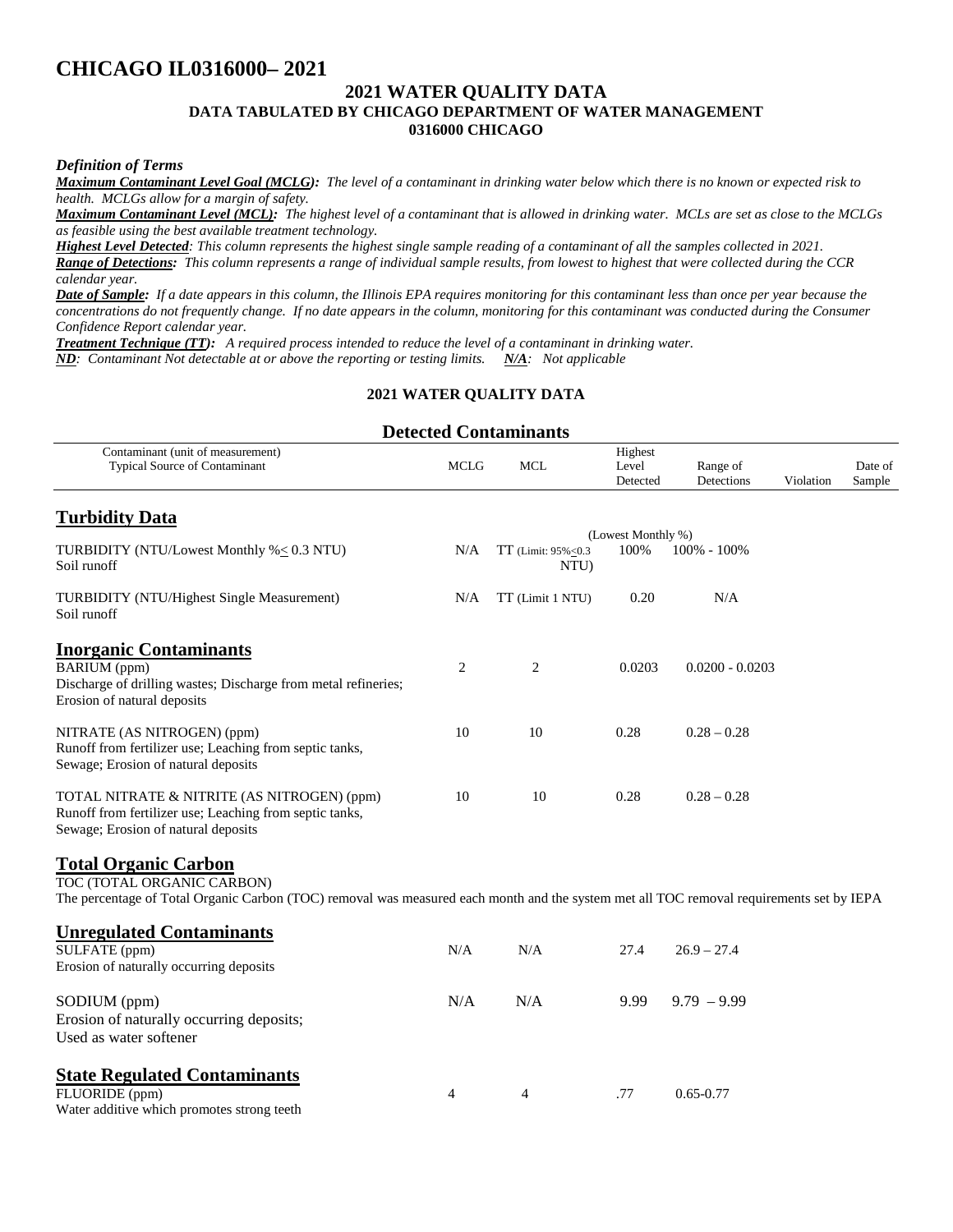# CHICAGO IL0316000– 2021

## 2021 WATER QUALITY DATA

### DATA TABULATED BY CHICAGO DEPARTMENT OF WATER MANAGEMENT

### 0316000 CHICAGO

***Definition of Terms***

***Maximum Contaminant Level Goal (MCLG):*** *The level of a contaminant in drinking water below which there is no known or expected risk to health. MCLGs allow for a margin of safety.*

***Maximum Contaminant Level (MCL):*** *The highest level of a contaminant that is allowed in drinking water. MCLs are set as close to the MCLGs as feasible using the best available treatment technology.*

***Highest Level Detected****: This column represents the highest single sample reading of a contaminant of all the samples collected in 2021.*

***Range of Detections:*** *This column represents a range of individual sample results, from lowest to highest that were collected during the CCR calendar year.*

***Date of Sample:*** *If a date appears in this column, the Illinois EPA requires monitoring for this contaminant less than once per year because the concentrations do not frequently change. If no date appears in the column, monitoring for this contaminant was conducted during the Consumer Confidence Report calendar year.*

***Treatment Technique (TT):*** *A required process intended to reduce the level of a contaminant in drinking water.*

***ND****: Contaminant Not detectable at or above the reporting or testing limits.* ***N/A****: Not applicable*

**2021 WATER QUALITY DATA**

**Detected Contaminants**

| Contaminant (unit of measurement) Typical Source of Contaminant | MCLG | MCL | Highest Level Detected | Range of Detections | Violation | Date of Sample |
|---|---|---|---|---|---|---|
| **Turbidity Data** | | | | | | |
| | | | (Lowest Monthly %) | | | |
| TURBIDITY (NTU/Lowest Monthly %≤ 0.3 NTU) Soil runoff | N/A | TT (Limit: 95%≤0.3 NTU) | 100% | 100% - 100% | | |
| TURBIDITY (NTU/Highest Single Measurement) Soil runoff | N/A | TT (Limit 1 NTU) | 0.20 | N/A | | |
| **Inorganic Contaminants** | | | | | | |
| BARIUM (ppm) Discharge of drilling wastes; Discharge from metal refineries; Erosion of natural deposits | 2 | 2 | 0.0203 | 0.0200 - 0.0203 | | |
| NITRATE (AS NITROGEN) (ppm) Runoff from fertilizer use; Leaching from septic tanks, Sewage; Erosion of natural deposits | 10 | 10 | 0.28 | 0.28 – 0.28 | | |
| TOTAL NITRATE & NITRITE (AS NITROGEN) (ppm) Runoff from fertilizer use; Leaching from septic tanks, Sewage; Erosion of natural deposits | 10 | 10 | 0.28 | 0.28 – 0.28 | | |
| **Total Organic Carbon** | | | | | | |
| TOC (TOTAL ORGANIC CARBON) The percentage of Total Organic Carbon (TOC) removal was measured each month and the system met all TOC removal requirements set by IEPA | | | | | | |
| **Unregulated Contaminants** | | | | | | |
| SULFATE (ppm) Erosion of naturally occurring deposits | N/A | N/A | 27.4 | 26.9 – 27.4 | | |
| SODIUM (ppm) Erosion of naturally occurring deposits; Used as water softener | N/A | N/A | 9.99 | 9.79 – 9.99 | | |
| **State Regulated Contaminants** | | | | | | |
| FLUORIDE (ppm) Water additive which promotes strong teeth | 4 | 4 | .77 | 0.65-0.77 | | |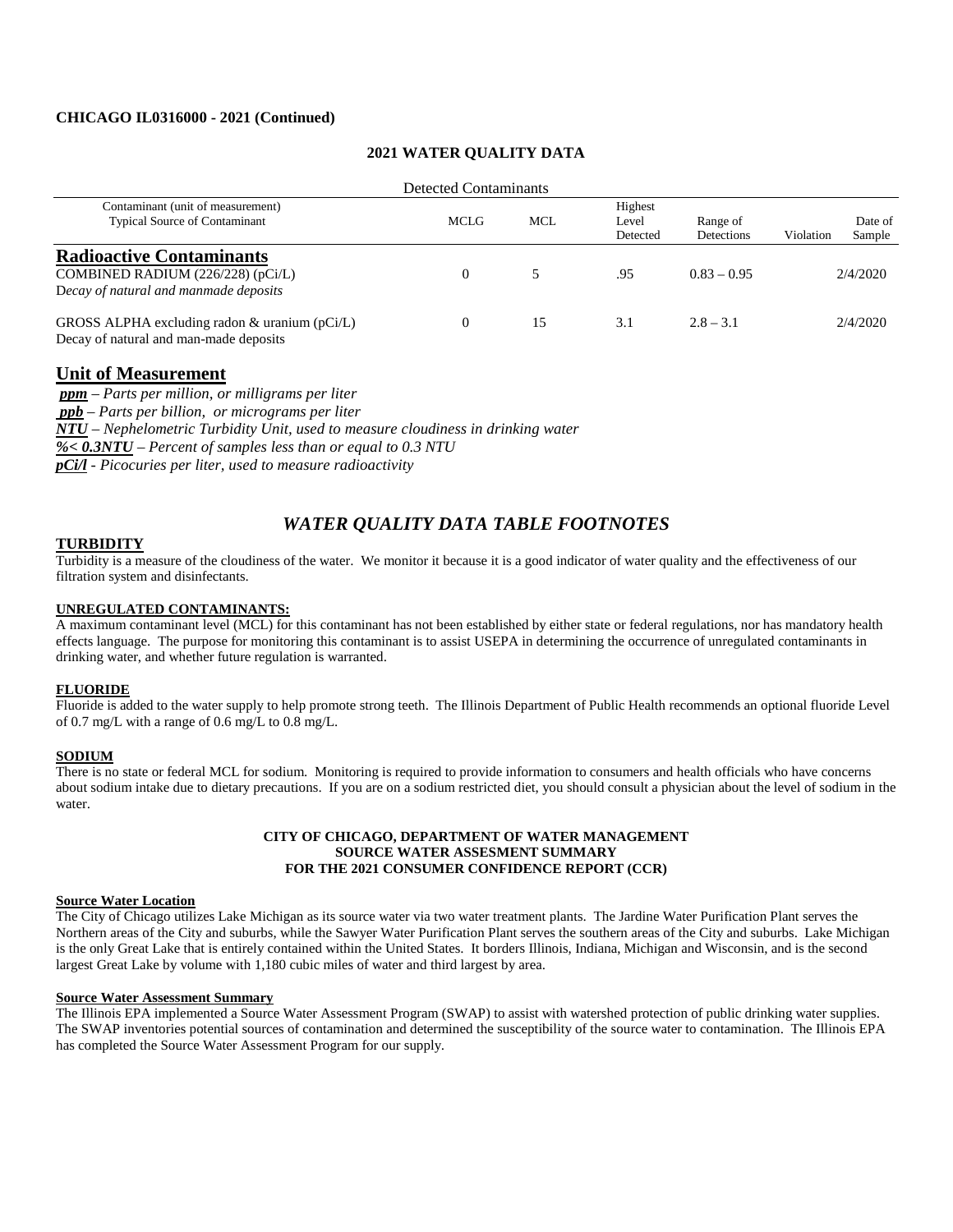**CHICAGO IL0316000 - 2021 (Continued)**

## 2021 WATER QUALITY DATA

Detected Contaminants

| Contaminant (unit of measurement) Typical Source of Contaminant | MCLG | MCL | Highest Level Detected | Range of Detections | Violation | Date of Sample |
|---|---|---|---|---|---|---|
| **Radioactive Contaminants** | | | | | | |
| COMBINED RADIUM (226/228) (pCi/L) *Decay of natural and manmade deposits* | 0 | 5 | .95 | 0.83 – 0.95 | | 2/4/2020 |
| GROSS ALPHA excluding radon & uranium (pCi/L) Decay of natural and man-made deposits | 0 | 15 | 3.1 | 2.8 – 3.1 | | 2/4/2020 |

## Unit of Measurement

***ppm*** *– Parts per million, or milligrams per liter*
***ppb*** *– Parts per billion, or micrograms per liter*
***NTU*** *– Nephelometric Turbidity Unit, used to measure cloudiness in drinking water*
***%< 0.3NTU*** *– Percent of samples less than or equal to 0.3 NTU*
***pCi/l*** *- Picocuries per liter, used to measure radioactivity*

## *WATER QUALITY DATA TABLE FOOTNOTES*

**TURBIDITY**

Turbidity is a measure of the cloudiness of the water. We monitor it because it is a good indicator of water quality and the effectiveness of our filtration system and disinfectants.

**UNREGULATED CONTAMINANTS:**

A maximum contaminant level (MCL) for this contaminant has not been established by either state or federal regulations, nor has mandatory health effects language. The purpose for monitoring this contaminant is to assist USEPA in determining the occurrence of unregulated contaminants in drinking water, and whether future regulation is warranted.

**FLUORIDE**

Fluoride is added to the water supply to help promote strong teeth. The Illinois Department of Public Health recommends an optional fluoride Level of 0.7 mg/L with a range of 0.6 mg/L to 0.8 mg/L.

**SODIUM**

There is no state or federal MCL for sodium. Monitoring is required to provide information to consumers and health officials who have concerns about sodium intake due to dietary precautions. If you are on a sodium restricted diet, you should consult a physician about the level of sodium in the water.

**CITY OF CHICAGO, DEPARTMENT OF WATER MANAGEMENT
SOURCE WATER ASSESMENT SUMMARY
FOR THE 2021 CONSUMER CONFIDENCE REPORT (CCR)**

**Source Water Location**

The City of Chicago utilizes Lake Michigan as its source water via two water treatment plants. The Jardine Water Purification Plant serves the Northern areas of the City and suburbs, while the Sawyer Water Purification Plant serves the southern areas of the City and suburbs. Lake Michigan is the only Great Lake that is entirely contained within the United States. It borders Illinois, Indiana, Michigan and Wisconsin, and is the second largest Great Lake by volume with 1,180 cubic miles of water and third largest by area.

**Source Water Assessment Summary**

The Illinois EPA implemented a Source Water Assessment Program (SWAP) to assist with watershed protection of public drinking water supplies. The SWAP inventories potential sources of contamination and determined the susceptibility of the source water to contamination. The Illinois EPA has completed the Source Water Assessment Program for our supply.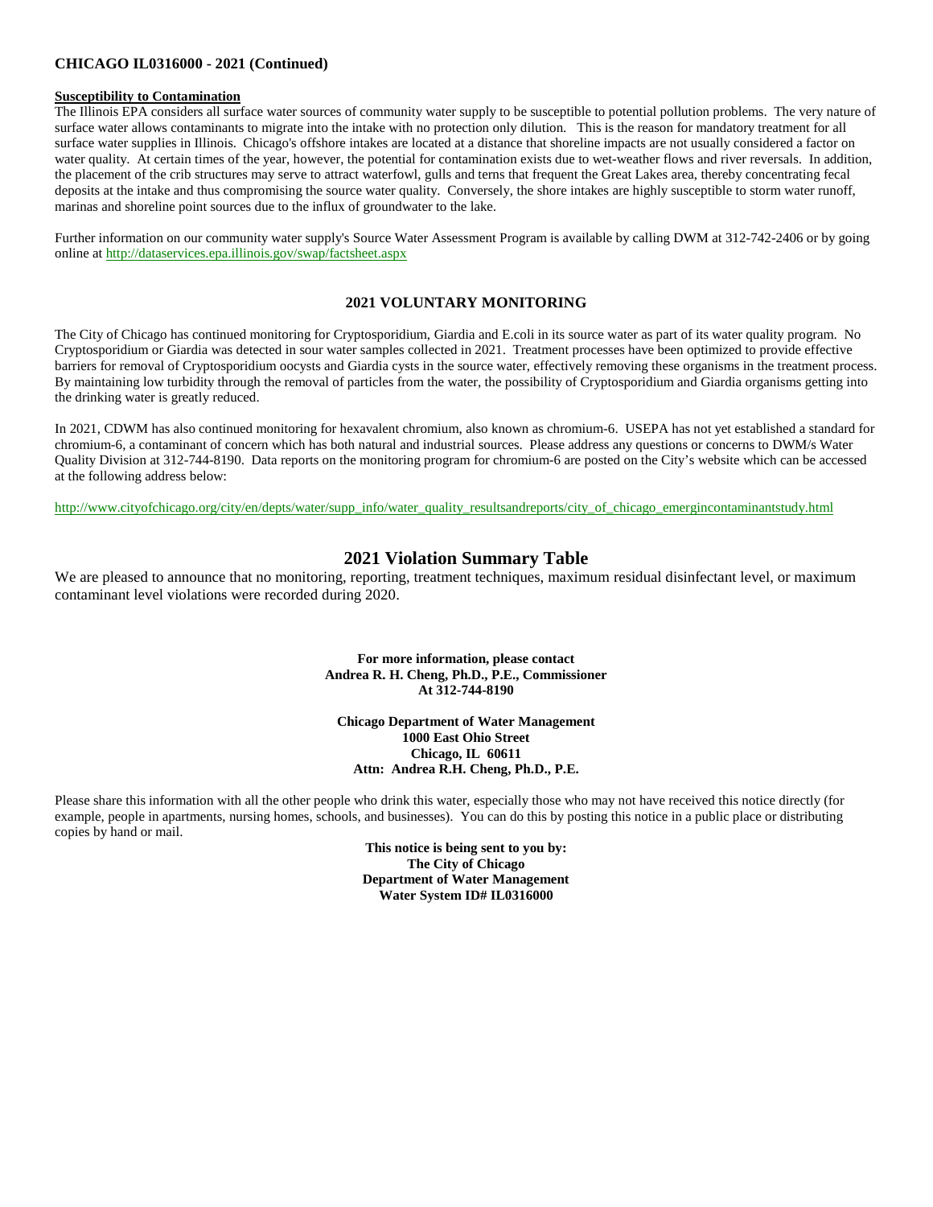**CHICAGO IL0316000 - 2021 (Continued)**

**Susceptibility to Contamination**

The Illinois EPA considers all surface water sources of community water supply to be susceptible to potential pollution problems. The very nature of surface water allows contaminants to migrate into the intake with no protection only dilution. This is the reason for mandatory treatment for all surface water supplies in Illinois. Chicago's offshore intakes are located at a distance that shoreline impacts are not usually considered a factor on water quality. At certain times of the year, however, the potential for contamination exists due to wet-weather flows and river reversals. In addition, the placement of the crib structures may serve to attract waterfowl, gulls and terns that frequent the Great Lakes area, thereby concentrating fecal deposits at the intake and thus compromising the source water quality. Conversely, the shore intakes are highly susceptible to storm water runoff, marinas and shoreline point sources due to the influx of groundwater to the lake.

Further information on our community water supply's Source Water Assessment Program is available by calling DWM at 312-742-2406 or by going online at http://dataservices.epa.illinois.gov/swap/factsheet.aspx

## 2021 VOLUNTARY MONITORING

The City of Chicago has continued monitoring for Cryptosporidium, Giardia and E.coli in its source water as part of its water quality program. No Cryptosporidium or Giardia was detected in sour water samples collected in 2021. Treatment processes have been optimized to provide effective barriers for removal of Cryptosporidium oocysts and Giardia cysts in the source water, effectively removing these organisms in the treatment process. By maintaining low turbidity through the removal of particles from the water, the possibility of Cryptosporidium and Giardia organisms getting into the drinking water is greatly reduced.

In 2021, CDWM has also continued monitoring for hexavalent chromium, also known as chromium-6. USEPA has not yet established a standard for chromium-6, a contaminant of concern which has both natural and industrial sources. Please address any questions or concerns to DWM/s Water Quality Division at 312-744-8190. Data reports on the monitoring program for chromium-6 are posted on the City's website which can be accessed at the following address below:

http://www.cityofchicago.org/city/en/depts/water/supp_info/water_quality_resultsandreports/city_of_chicago_emergincontaminantstudy.html

## 2021 Violation Summary Table

We are pleased to announce that no monitoring, reporting, treatment techniques, maximum residual disinfectant level, or maximum contaminant level violations were recorded during 2020.

**For more information, please contact**
**Andrea R. H. Cheng, Ph.D., P.E., Commissioner**
**At 312-744-8190**

**Chicago Department of Water Management**
**1000 East Ohio Street**
**Chicago, IL 60611**
**Attn: Andrea R.H. Cheng, Ph.D., P.E.**

Please share this information with all the other people who drink this water, especially those who may not have received this notice directly (for example, people in apartments, nursing homes, schools, and businesses). You can do this by posting this notice in a public place or distributing copies by hand or mail.

**This notice is being sent to you by:**
**The City of Chicago**
**Department of Water Management**
**Water System ID# IL0316000**